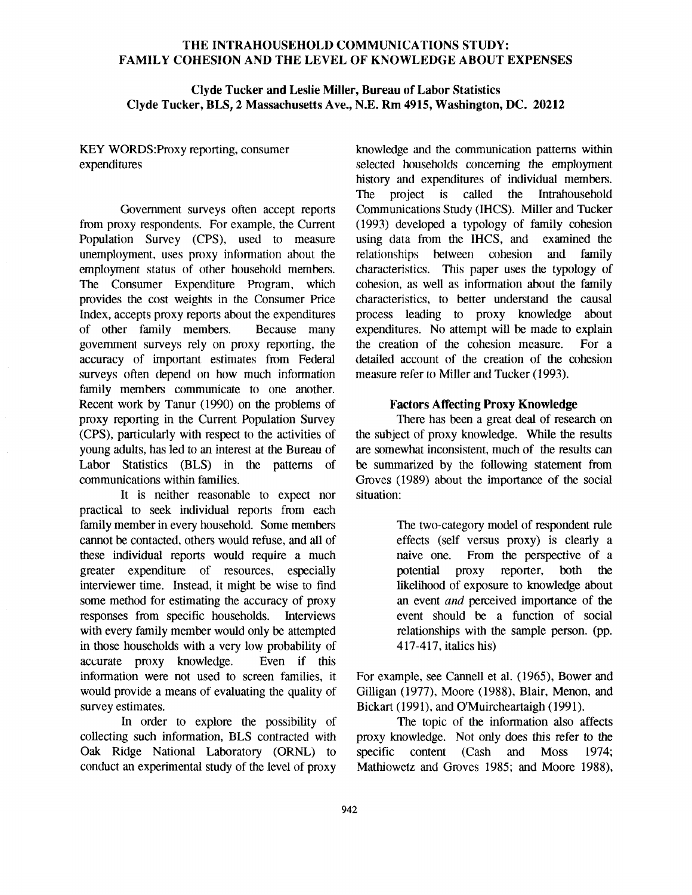# THE INTRAHOUSEHOLD COMMUNICATIONS STUDY: FAMILY COHESION AND THE LEVEL OF KNOWLEDGE ABOUT EXPENSES

**Clyde Tucker and Leslie Miller, Bureau of Labor Statistics**
**Clyde Tucker, BLS, 2 Massachusetts Ave., N.E. Rm 4915, Washington, DC. 20212**

KEY WORDS: Proxy reporting, consumer expenditures

Government surveys often accept reports from proxy respondents. For example, the Current Population Survey (CPS), used to measure unemployment, uses proxy information about the employment status of other household members. The Consumer Expenditure Program, which provides the cost weights in the Consumer Price Index, accepts proxy reports about the expenditures of other family members. Because many government surveys rely on proxy reporting, the accuracy of important estimates from Federal surveys often depend on how much information family members communicate to one another. Recent work by Tanur (1990) on the problems of proxy reporting in the Current Population Survey (CPS), particularly with respect to the activities of young adults, has led to an interest at the Bureau of Labor Statistics (BLS) in the patterns of communications within families.

It is neither reasonable to expect nor practical to seek individual reports from each family member in every household. Some members cannot be contacted, others would refuse, and all of these individual reports would require a much greater expenditure of resources, especially interviewer time. Instead, it might be wise to find some method for estimating the accuracy of proxy responses from specific households. Interviews with every family member would only be attempted in those households with a very low probability of accurate proxy knowledge. Even if this information were not used to screen families, it would provide a means of evaluating the quality of survey estimates.

In order to explore the possibility of collecting such information, BLS contracted with Oak Ridge National Laboratory (ORNL) to conduct an experimental study of the level of proxy knowledge and the communication patterns within selected households concerning the employment history and expenditures of individual members. The project is called the Intrahousehold Communications Study (IHCS). Miller and Tucker (1993) developed a typology of family cohesion using data from the IHCS, and examined the relationships between cohesion and family characteristics. This paper uses the typology of cohesion, as well as information about the family characteristics, to better understand the causal process leading to proxy knowledge about expenditures. No attempt will be made to explain the creation of the cohesion measure. For a detailed account of the creation of the cohesion measure refer to Miller and Tucker (1993).

## Factors Affecting Proxy Knowledge

There has been a great deal of research on the subject of proxy knowledge. While the results are somewhat inconsistent, much of the results can be summarized by the following statement from Groves (1989) about the importance of the social situation:

> The two-category model of respondent rule effects (self versus proxy) is clearly a naive one. From the perspective of a potential proxy reporter, both the likelihood of exposure to knowledge about an event *and* perceived importance of the event should be a function of social relationships with the sample person. (pp. 417-417, italics his)

For example, see Cannell et al. (1965), Bower and Gilligan (1977), Moore (1988), Blair, Menon, and Bickart (1991), and O'Muircheartaigh (1991).

The topic of the information also affects proxy knowledge. Not only does this refer to the specific content (Cash and Moss 1974; Mathiowetz and Groves 1985; and Moore 1988),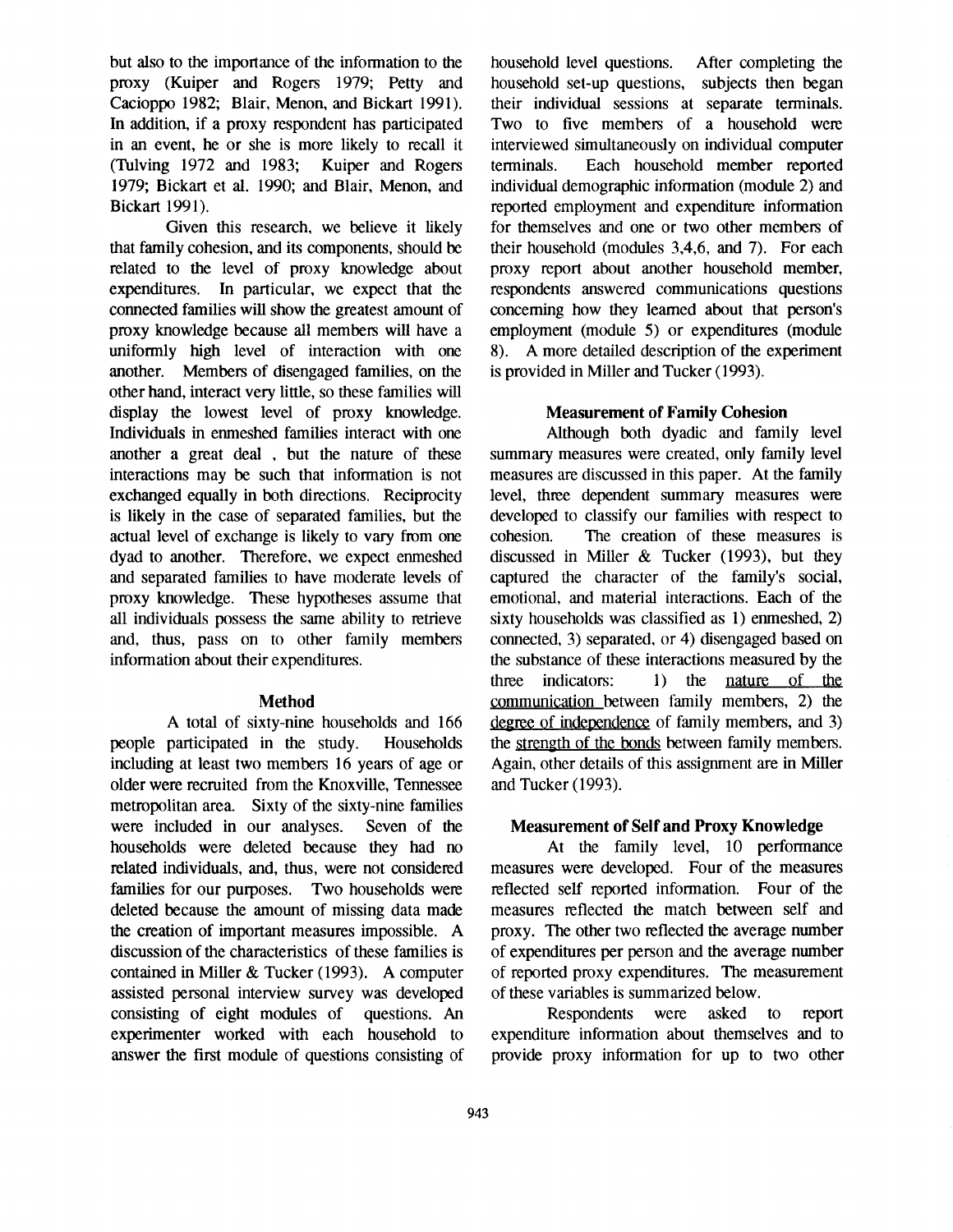but also to the importance of the information to the proxy (Kuiper and Rogers 1979; Petty and Cacioppo 1982; Blair, Menon, and Bickart 1991). In addition, if a proxy respondent has participated in an event, he or she is more likely to recall it (Tulving 1972 and 1983; Kuiper and Rogers 1979; Bickart et al. 1990; and Blair, Menon, and Bickart 1991).

Given this research, we believe it likely that family cohesion, and its components, should be related to the level of proxy knowledge about expenditures. In particular, we expect that the connected families will show the greatest amount of proxy knowledge because all members will have a uniformly high level of interaction with one another. Members of disengaged families, on the other hand, interact very little, so these families will display the lowest level of proxy knowledge. Individuals in enmeshed families interact with one another a great deal , but the nature of these interactions may be such that information is not exchanged equally in both directions. Reciprocity is likely in the case of separated families, but the actual level of exchange is likely to vary from one dyad to another. Therefore, we expect enmeshed and separated families to have moderate levels of proxy knowledge. These hypotheses assume that all individuals possess the same ability to retrieve and, thus, pass on to other family members information about their expenditures.

## Method

A total of sixty-nine households and 166 people participated in the study. Households including at least two members 16 years of age or older were recruited from the Knoxville, Tennessee metropolitan area. Sixty of the sixty-nine families were included in our analyses. Seven of the households were deleted because they had no related individuals, and, thus, were not considered families for our purposes. Two households were deleted because the amount of missing data made the creation of important measures impossible. A discussion of the characteristics of these families is contained in Miller & Tucker (1993). A computer assisted personal interview survey was developed consisting of eight modules of questions. An experimenter worked with each household to answer the first module of questions consisting of household level questions. After completing the household set-up questions, subjects then began their individual sessions at separate terminals. Two to five members of a household were interviewed simultaneously on individual computer terminals. Each household member reported individual demographic information (module 2) and reported employment and expenditure information for themselves and one or two other members of their household (modules 3,4,6, and 7). For each proxy report about another household member, respondents answered communications questions concerning how they learned about that person's employment (module 5) or expenditures (module 8). A more detailed description of the experiment is provided in Miller and Tucker (1993).

### Measurement of Family Cohesion

Although both dyadic and family level summary measures were created, only family level measures are discussed in this paper. At the family level, three dependent summary measures were developed to classify our families with respect to cohesion. The creation of these measures is discussed in Miller & Tucker (1993), but they captured the character of the family's social, emotional, and material interactions. Each of the sixty households was classified as 1) enmeshed, 2) connected, 3) separated, or 4) disengaged based on the substance of these interactions measured by the three indicators: 1) the nature of the communication between family members, 2) the degree of independence of family members, and 3) the strength of the bonds between family members. Again, other details of this assignment are in Miller and Tucker (1993).

### Measurement of Self and Proxy Knowledge

At the family level, 10 performance measures were developed. Four of the measures reflected self reported information. Four of the measures reflected the match between self and proxy. The other two reflected the average number of expenditures per person and the average number of reported proxy expenditures. The measurement of these variables is summarized below.

Respondents were asked to report expenditure information about themselves and to provide proxy information for up to two other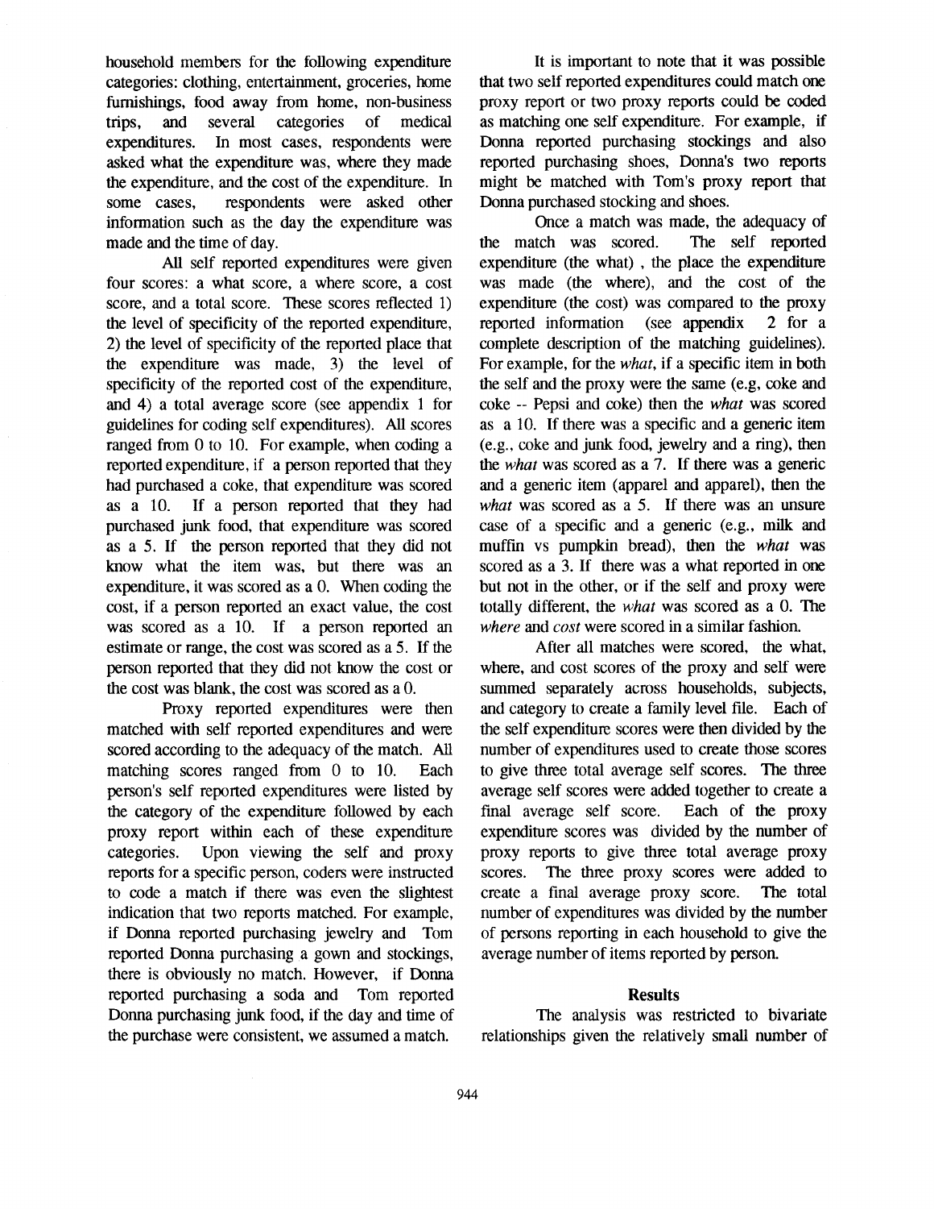household members for the following expenditure categories: clothing, entertainment, groceries, home furnishings, food away from home, non-business trips, and several categories of medical expenditures. In most cases, respondents were asked what the expenditure was, where they made the expenditure, and the cost of the expenditure. In some cases, respondents were asked other information such as the day the expenditure was made and the time of day.

All self reported expenditures were given four scores: a what score, a where score, a cost score, and a total score. These scores reflected 1) the level of specificity of the reported expenditure, 2) the level of specificity of the reported place that the expenditure was made, 3) the level of specificity of the reported cost of the expenditure, and 4) a total average score (see appendix 1 for guidelines for coding self expenditures). All scores ranged from 0 to 10. For example, when coding a reported expenditure, if a person reported that they had purchased a coke, that expenditure was scored as a 10. If a person reported that they had purchased junk food, that expenditure was scored as a 5. If the person reported that they did not know what the item was, but there was an expenditure, it was scored as a 0. When coding the cost, if a person reported an exact value, the cost was scored as a 10. If a person reported an estimate or range, the cost was scored as a 5. If the person reported that they did not know the cost or the cost was blank, the cost was scored as a 0.

Proxy reported expenditures were then matched with self reported expenditures and were scored according to the adequacy of the match. All matching scores ranged from 0 to 10. Each person's self reported expenditures were listed by the category of the expenditure followed by each proxy report within each of these expenditure categories. Upon viewing the self and proxy reports for a specific person, coders were instructed to code a match if there was even the slightest indication that two reports matched. For example, if Donna reported purchasing jewelry and Tom reported Donna purchasing a gown and stockings, there is obviously no match. However, if Donna reported purchasing a soda and Tom reported Donna purchasing junk food, if the day and time of the purchase were consistent, we assumed a match.

It is important to note that it was possible that two self reported expenditures could match one proxy report or two proxy reports could be coded as matching one self expenditure. For example, if Donna reported purchasing stockings and also reported purchasing shoes, Donna's two reports might be matched with Tom's proxy report that Donna purchased stocking and shoes.

Once a match was made, the adequacy of the match was scored. The self reported expenditure (the what), the place the expenditure was made (the where), and the cost of the expenditure (the cost) was compared to the proxy reported information (see appendix 2 for a complete description of the matching guidelines). For example, for the *what*, if a specific item in both the self and the proxy were the same (e.g, coke and coke -- Pepsi and coke) then the *what* was scored as a 10. If there was a specific and a generic item (e.g., coke and junk food, jewelry and a ring), then the *what* was scored as a 7. If there was a generic and a generic item (apparel and apparel), then the *what* was scored as a 5. If there was an unsure case of a specific and a generic (e.g., milk and muffin vs pumpkin bread), then the *what* was scored as a 3. If there was a what reported in one but not in the other, or if the self and proxy were totally different, the *what* was scored as a 0. The *where* and *cost* were scored in a similar fashion.

After all matches were scored, the what, where, and cost scores of the proxy and self were summed separately across households, subjects, and category to create a family level file. Each of the self expenditure scores were then divided by the number of expenditures used to create those scores to give three total average self scores. The three average self scores were added together to create a final average self score. Each of the proxy expenditure scores was divided by the number of proxy reports to give three total average proxy scores. The three proxy scores were added to create a final average proxy score. The total number of expenditures was divided by the number of persons reporting in each household to give the average number of items reported by person.

## Results

The analysis was restricted to bivariate relationships given the relatively small number of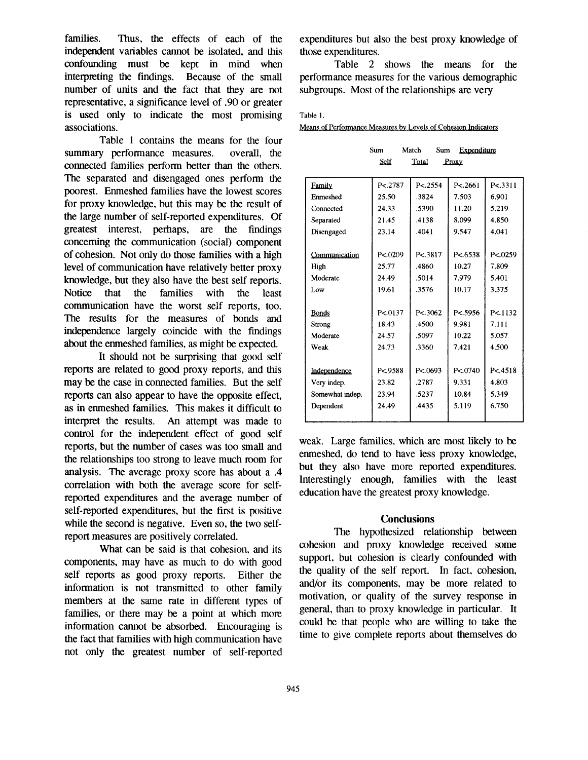families. Thus, the effects of each of the independent variables cannot be isolated, and this confounding must be kept in mind when interpreting the findings. Because of the small number of units and the fact that they are not representative, a significance level of .90 or greater is used only to indicate the most promising associations.

Table 1 contains the means for the four summary performance measures. overall, the connected families perform better than the others. The separated and disengaged ones perform the poorest. Enmeshed families have the lowest scores for proxy knowledge, but this may be the result of the large number of self-reported expenditures. Of greatest interest, perhaps, are the findings concerning the communication (social) component of cohesion. Not only do those families with a high level of communication have relatively better proxy knowledge, but they also have the best self reports. Notice that the families with the least communication have the worst self reports, too. The results for the measures of bonds and independence largely coincide with the findings about the enmeshed families, as might be expected.

It should not be surprising that good self reports are related to good proxy reports, and this may be the case in connected families. But the self reports can also appear to have the opposite effect, as in enmeshed families. This makes it difficult to interpret the results. An attempt was made to control for the independent effect of good self reports, but the number of cases was too small and the relationships too strong to leave much room for analysis. The average proxy score has about a .4 correlation with both the average score for self-reported expenditures and the average number of self-reported expenditures, but the first is positive while the second is negative. Even so, the two self-report measures are positively correlated.

What can be said is that cohesion, and its components, may have as much to do with good self reports as good proxy reports. Either the information is not transmitted to other family members at the same rate in different types of families, or there may be a point at which more information cannot be absorbed. Encouraging is the fact that families with high communication have not only the greatest number of self-reported expenditures but also the best proxy knowledge of those expenditures.

Table 2 shows the means for the performance measures for the various demographic subgroups. Most of the relationships are very weak. Large families, which are most likely to be enmeshed, do tend to have less proxy knowledge, but they also have more reported expenditures. Interestingly enough, families with the least education have the greatest proxy knowledge.

Table 1.

Means of Performance Measures by Levels of Cohesion Indicators

| | Sum Self | Match Total | Sum Proxy | Expenditure |
|---|---|---|---|---|
| Family | P<.2787 | P<.2554 | P<.2661 | P<.3311 |
| Enmeshed | 25.50 | .3824 | 7.503 | 6.901 |
| Connected | 24.33 | .5390 | 11.20 | 5.219 |
| Separated | 21.45 | .4138 | 8.099 | 4.850 |
| Disengaged | 23.14 | .4041 | 9.547 | 4.041 |
| Communication | P<.0209 | P<.3817 | P<.6538 | P<.0259 |
| High | 25.77 | .4860 | 10.27 | 7.809 |
| Moderate | 24.49 | .5014 | 7.979 | 5.401 |
| Low | 19.61 | .3576 | 10.17 | 3.375 |
| Bonds | P<.0137 | P<.3062 | P<.5956 | P<.1132 |
| Strong | 18.43 | .4500 | 9.981 | 7.111 |
| Moderate | 24.57 | .5097 | 10.22 | 5.057 |
| Weak | 24.73 | .3360 | 7.421 | 4.500 |
| Independence | P<.9588 | P<.0693 | P<.0740 | P<.4518 |
| Very indep. | 23.82 | .2787 | 9.331 | 4.803 |
| Somewhat indep. | 23.94 | .5237 | 10.84 | 5.349 |
| Dependent | 24.49 | .4435 | 5.119 | 6.750 |

## Conclusions

The hypothesized relationship between cohesion and proxy knowledge received some support, but cohesion is clearly confounded with the quality of the self report. In fact, cohesion, and/or its components, may be more related to motivation, or quality of the survey response in general, than to proxy knowledge in particular. It could be that people who are willing to take the time to give complete reports about themselves do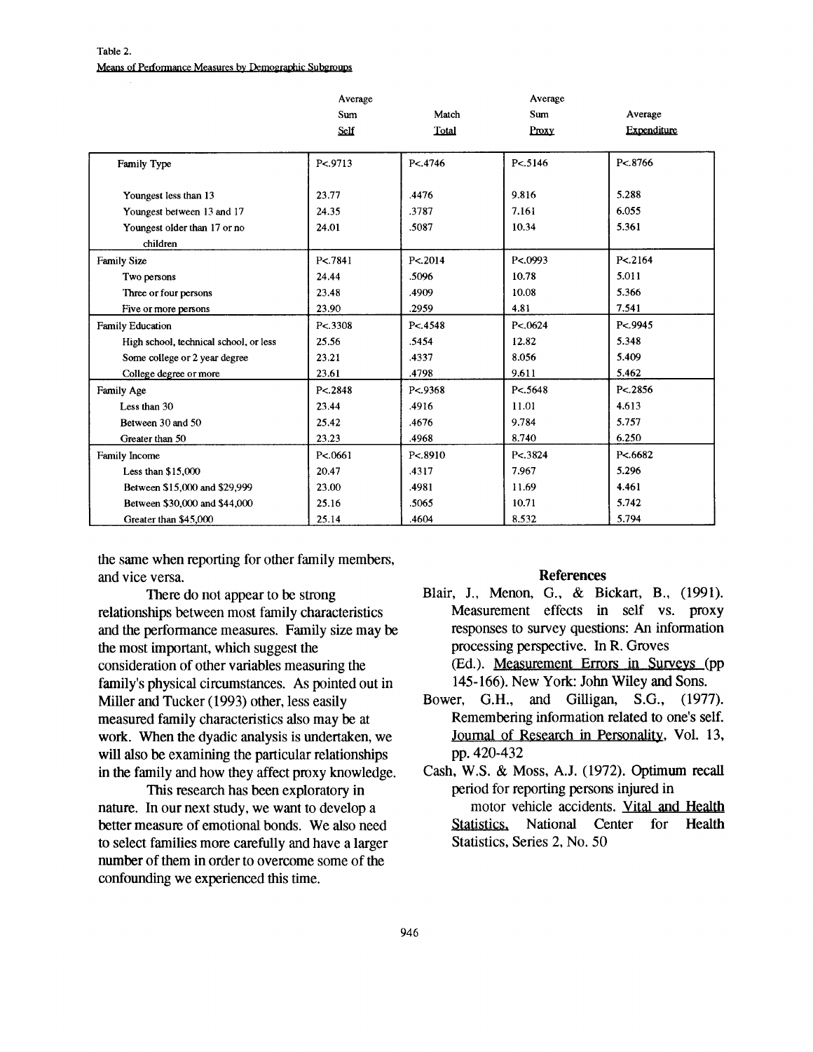Table 2.
Means of Performance Measures by Demographic Subgroups

| | Average Sum Self | Match Total | Average Sum Proxy | Average Expenditure |
|---|---|---|---|---|
| Family Type | P<.9713 | P<.4746 | P<.5146 | P<.8766 |
| Youngest less than 13 | 23.77 | .4476 | 9.816 | 5.288 |
| Youngest between 13 and 17 | 24.35 | .3787 | 7.161 | 6.055 |
| Youngest older than 17 or no children | 24.01 | .5087 | 10.34 | 5.361 |
| Family Size | P<.7841 | P<.2014 | P<.0993 | P<.2164 |
| Two persons | 24.44 | .5096 | 10.78 | 5.011 |
| Three or four persons | 23.48 | .4909 | 10.08 | 5.366 |
| Five or more persons | 23.90 | .2959 | 4.81 | 7.541 |
| Family Education | P<.3308 | P<.4548 | P<.0624 | P<.9945 |
| High school, technical school, or less | 25.56 | .5454 | 12.82 | 5.348 |
| Some college or 2 year degree | 23.21 | .4337 | 8.056 | 5.409 |
| College degree or more | 23.61 | .4798 | 9.611 | 5.462 |
| Family Age | P<.2848 | P<.9368 | P<.5648 | P<.2856 |
| Less than 30 | 23.44 | .4916 | 11.01 | 4.613 |
| Between 30 and 50 | 25.42 | .4676 | 9.784 | 5.757 |
| Greater than 50 | 23.23 | .4968 | 8.740 | 6.250 |
| Family Income | P<.0661 | P<.8910 | P<.3824 | P<.6682 |
| Less than $15,000 | 20.47 | .4317 | 7.967 | 5.296 |
| Between $15,000 and $29,999 | 23.00 | .4981 | 11.69 | 4.461 |
| Between $30,000 and $44,000 | 25.16 | .5065 | 10.71 | 5.742 |
| Greater than $45,000 | 25.14 | .4604 | 8.532 | 5.794 |

the same when reporting for other family members, and vice versa.

There do not appear to be strong relationships between most family characteristics and the performance measures. Family size may be the most important, which suggest the consideration of other variables measuring the family's physical circumstances. As pointed out in Miller and Tucker (1993) other, less easily measured family characteristics also may be at work. When the dyadic analysis is undertaken, we will also be examining the particular relationships in the family and how they affect proxy knowledge.

This research has been exploratory in nature. In our next study, we want to develop a better measure of emotional bonds. We also need to select families more carefully and have a larger number of them in order to overcome some of the confounding we experienced this time.

## References

Blair, J., Menon, G., & Bickart, B., (1991). Measurement effects in self vs. proxy responses to survey questions: An information processing perspective. In R. Groves (Ed.). Measurement Errors in Surveys (pp 145-166). New York: John Wiley and Sons.

Bower, G.H., and Gilligan, S.G., (1977). Remembering information related to one's self. Journal of Research in Personality, Vol. 13, pp. 420-432

Cash, W.S. & Moss, A.J. (1972). Optimum recall period for reporting persons injured in motor vehicle accidents. Vital and Health Statistics, National Center for Health Statistics, Series 2, No. 50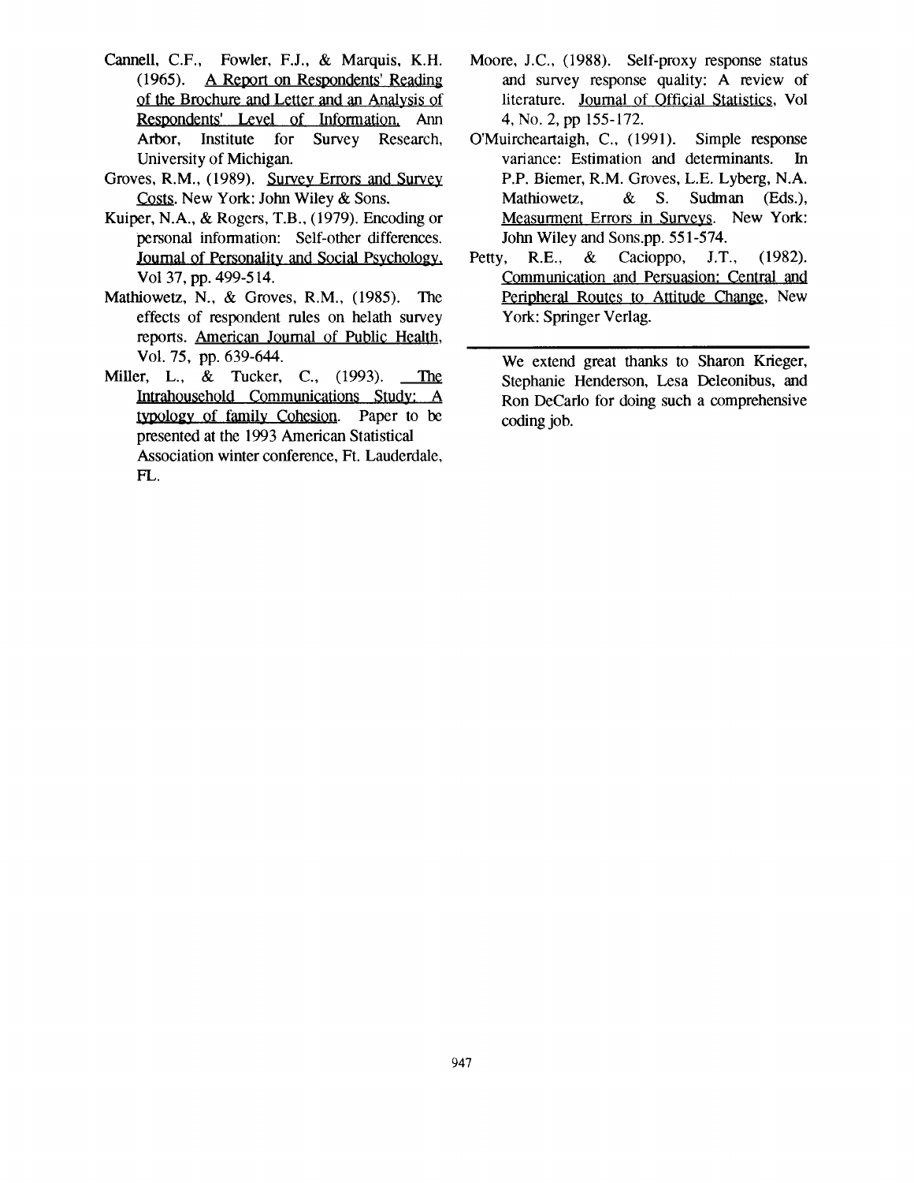Cannell, C.F., Fowler, F.J., & Marquis, K.H. (1965). A Report on Respondents' Reading of the Brochure and Letter and an Analysis of Respondents' Level of Information. Ann Arbor, Institute for Survey Research, University of Michigan.

Groves, R.M., (1989). Survey Errors and Survey Costs. New York: John Wiley & Sons.

Kuiper, N.A., & Rogers, T.B., (1979). Encoding or personal information: Self-other differences. Journal of Personality and Social Psychology. Vol 37, pp. 499-514.

Mathiowetz, N., & Groves, R.M., (1985). The effects of respondent rules on helath survey reports. American Journal of Public Health, Vol. 75, pp. 639-644.

Miller, L., & Tucker, C., (1993). The Intrahousehold Communications Study: A typology of family Cohesion. Paper to be presented at the 1993 American Statistical Association winter conference, Ft. Lauderdale, FL.

Moore, J.C., (1988). Self-proxy response status and survey response quality: A review of literature. Journal of Official Statistics, Vol 4, No. 2, pp 155-172.

O'Muircheartaigh, C., (1991). Simple response variance: Estimation and determinants. In P.P. Biemer, R.M. Groves, L.E. Lyberg, N.A. Mathiowetz, & S. Sudman (Eds.), Measurment Errors in Surveys. New York: John Wiley and Sons.pp. 551-574.

Petty, R.E., & Cacioppo, J.T., (1982). Communication and Persuasion: Central and Peripheral Routes to Attitude Change, New York: Springer Verlag.

---

We extend great thanks to Sharon Krieger, Stephanie Henderson, Lesa Deleonibus, and Ron DeCarlo for doing such a comprehensive coding job.